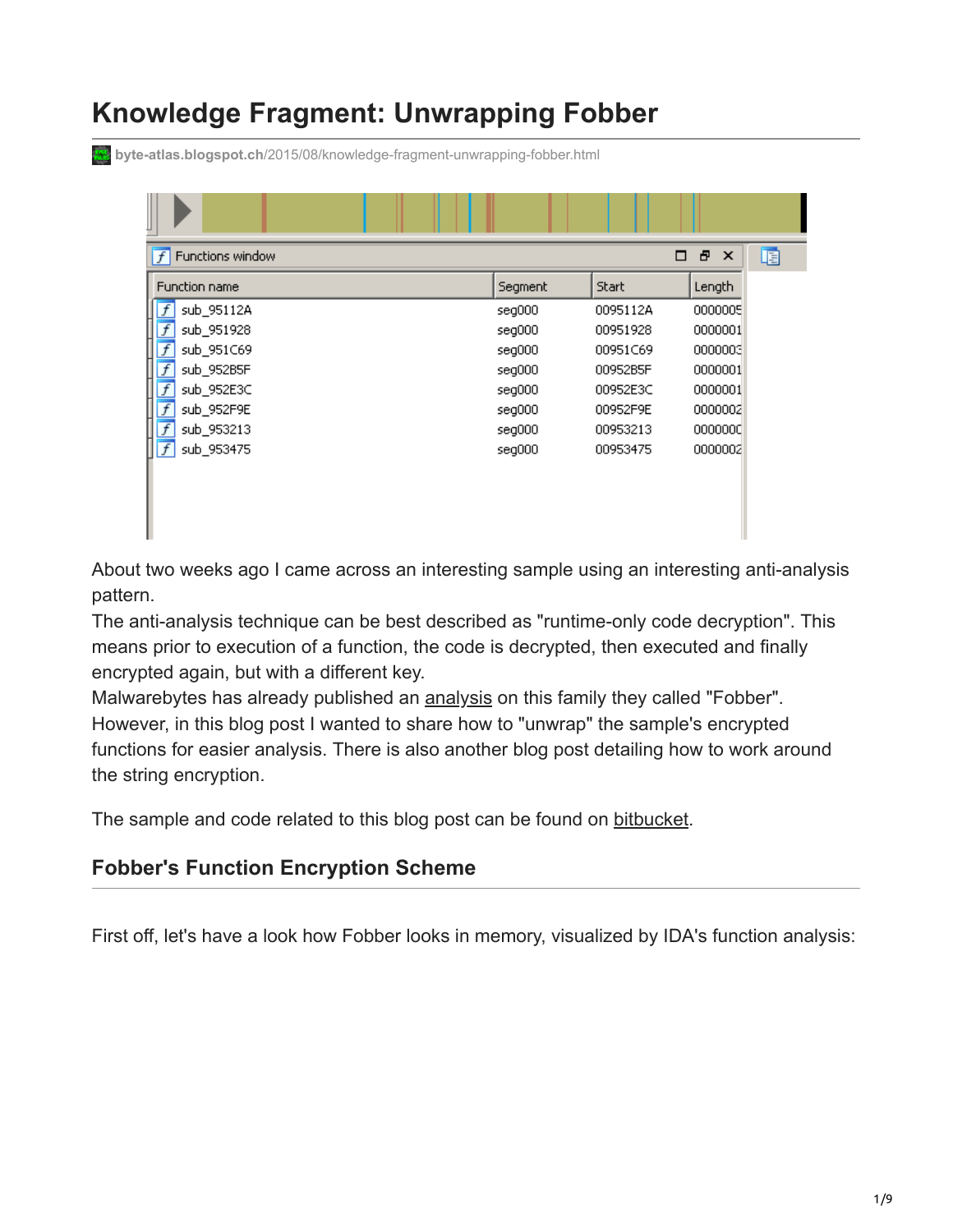# Knowledge Fragment: Unwrapping Fobber

byte-atlas.blogspot.ch/2015/08/knowledge-fragment-unwrapping-fobber.html

| Function name | Segment | Start | Length |
|---|---|---|---|
| sub_95112A | seg000 | 0095112A | 0000005 |
| sub_951928 | seg000 | 00951928 | 0000001 |
| sub_951C69 | seg000 | 00951C69 | 0000003 |
| sub_952B5F | seg000 | 00952B5F | 0000001 |
| sub_952E3C | seg000 | 00952E3C | 0000001 |
| sub_952F9E | seg000 | 00952F9E | 0000002 |
| sub_953213 | seg000 | 00953213 | 000000C |
| sub_953475 | seg000 | 00953475 | 0000002 |

About two weeks ago I came across an interesting sample using an interesting anti-analysis pattern.
The anti-analysis technique can be best described as "runtime-only code decryption". This means prior to execution of a function, the code is decrypted, then executed and finally encrypted again, but with a different key.
Malwarebytes has already published an analysis on this family they called "Fobber".
However, in this blog post I wanted to share how to "unwrap" the sample's encrypted functions for easier analysis. There is also another blog post detailing how to work around the string encryption.

The sample and code related to this blog post can be found on bitbucket.

## Fobber's Function Encryption Scheme

First off, let's have a look how Fobber looks in memory, visualized by IDA's function analysis: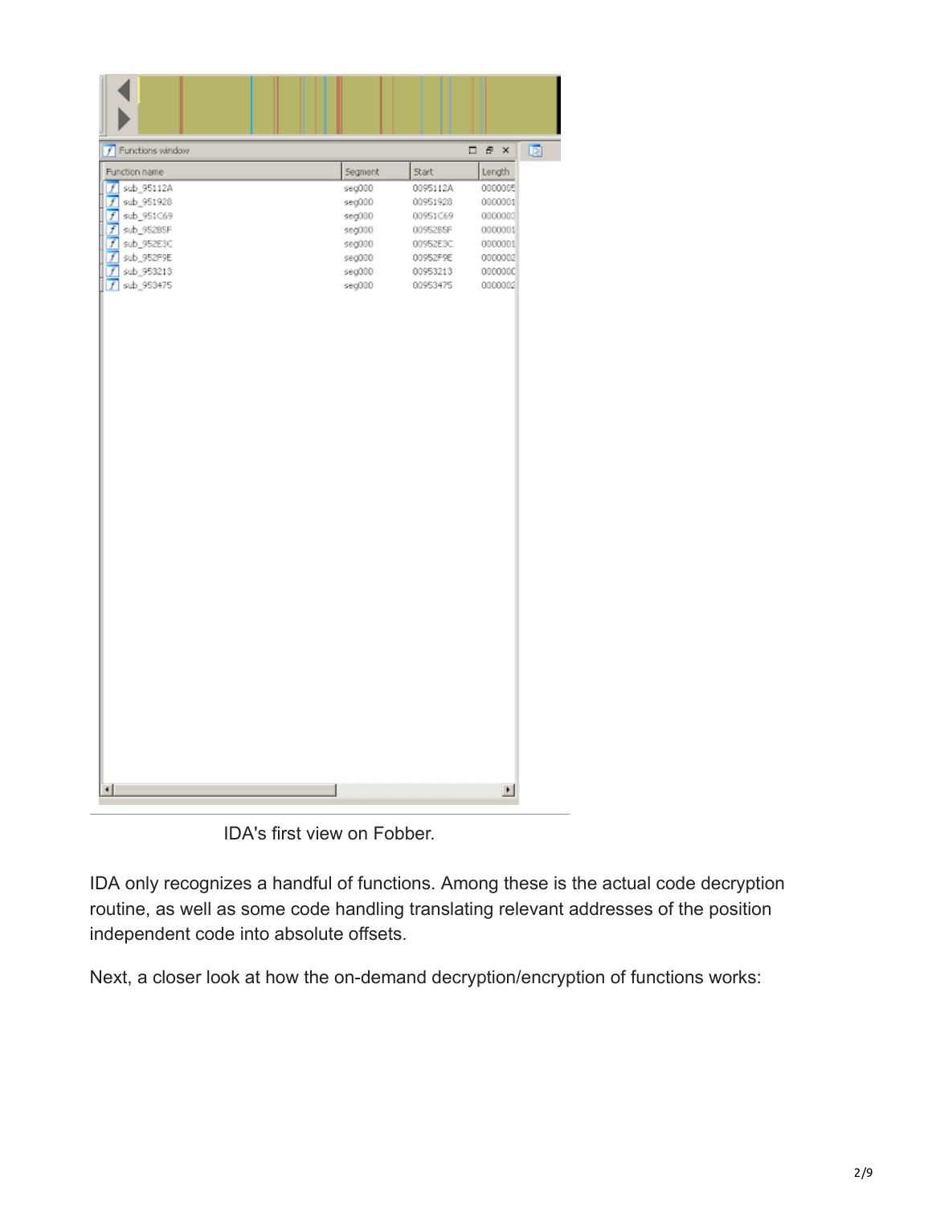| Function name | Segment | Start | Length |
| --- | --- | --- | --- |
| sub_95112A | seg000 | 0095112A | 0000005 |
| sub_951928 | seg000 | 00951928 | 0000001 |
| sub_951C69 | seg000 | 00951C69 | 0000003 |
| sub_95285F | seg000 | 0095285F | 0000001 |
| sub_952E3C | seg000 | 00952E3C | 0000001 |
| sub_952F9E | seg000 | 00952F9E | 0000002 |
| sub_953213 | seg000 | 00953213 | 000000C |
| sub_953475 | seg000 | 00953475 | 0000002 |

IDA's first view on Fobber.

IDA only recognizes a handful of functions. Among these is the actual code decryption routine, as well as some code handling translating relevant addresses of the position independent code into absolute offsets.

Next, a closer look at how the on-demand decryption/encryption of functions works: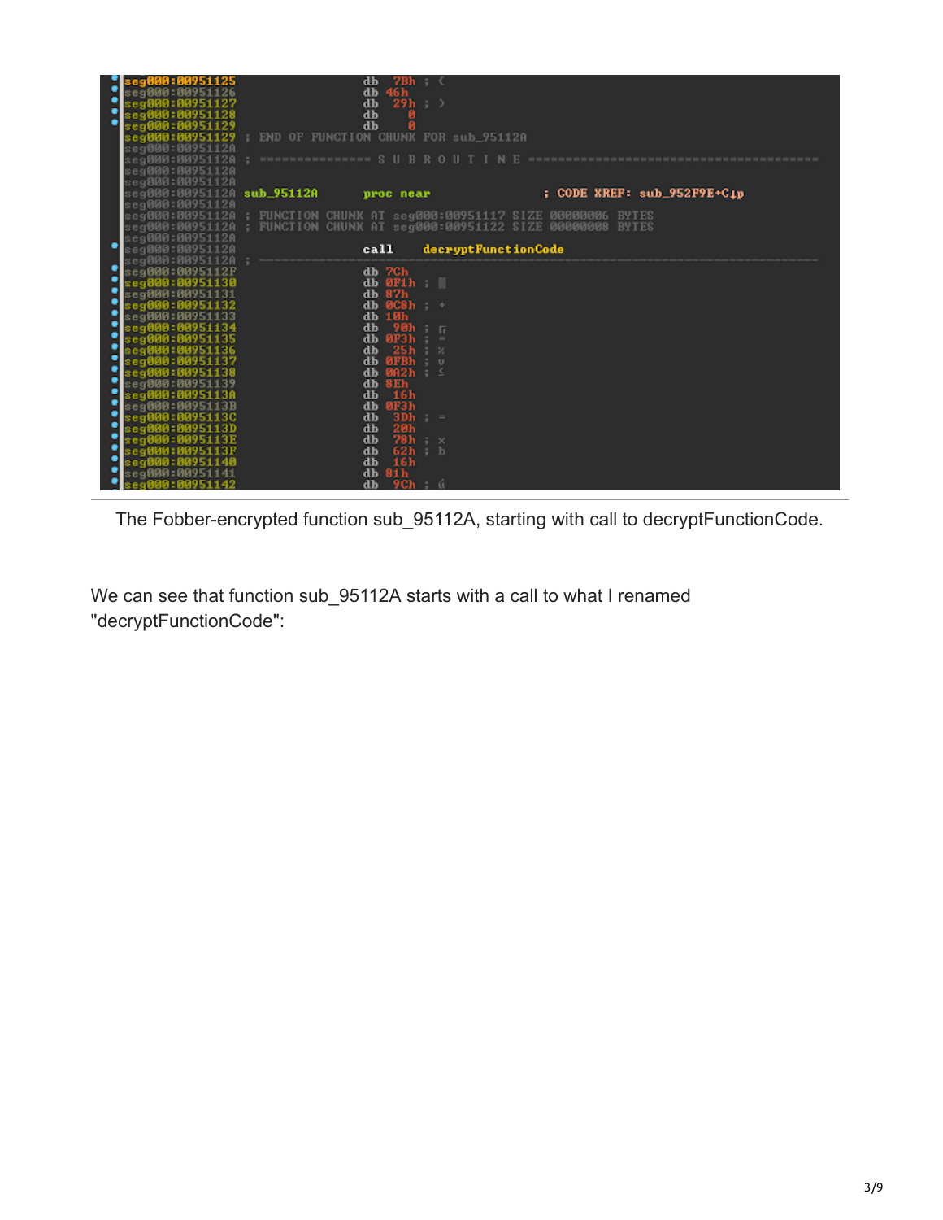```
seg000:00951125                 db  7Bh ; {
seg000:00951126                 db 46h
seg000:00951127                 db  29h ; )
seg000:00951128                 db    0
seg000:00951129                 db    0
seg000:00951129 ; END OF FUNCTION CHUNK FOR sub_95112A
seg000:0095112A
seg000:0095112A ; =============== S U B R O U T I N E =======================================
seg000:0095112A
seg000:0095112A
seg000:0095112A sub_95112A      proc near               ; CODE XREF: sub_952F9E+C↓p
seg000:0095112A
seg000:0095112A ; FUNCTION CHUNK AT seg000:00951117 SIZE 00000006 BYTES
seg000:0095112A ; FUNCTION CHUNK AT seg000:00951122 SIZE 00000008 BYTES
seg000:0095112A
seg000:0095112A                 call    decryptFunctionCode
seg000:0095112A ; ---------------------------------------------------------------------------
seg000:0095112F                 db 7Ch
seg000:00951130                 db 0F1h ; ▒
seg000:00951131                 db 87h
seg000:00951132                 db 0C8h ; +
seg000:00951133                 db 10h
seg000:00951134                 db  90h ; É
seg000:00951135                 db 0F3h ; ≤
seg000:00951136                 db  25h ; %
seg000:00951137                 db 0FBh ; √
seg000:00951138                 db 0A2h ; ó
seg000:00951139                 db 8Eh
seg000:0095113A                 db  16h
seg000:0095113B                 db 0F3h
seg000:0095113C                 db  3Dh ; =
seg000:0095113D                 db  20h
seg000:0095113E                 db  78h ; x
seg000:0095113F                 db  62h ; b
seg000:00951140                 db  16h
seg000:00951141                 db 81h
seg000:00951142                 db  9Ch ; £
```

The Fobber-encrypted function sub_95112A, starting with call to decryptFunctionCode.

We can see that function sub_95112A starts with a call to what I renamed "decryptFunctionCode":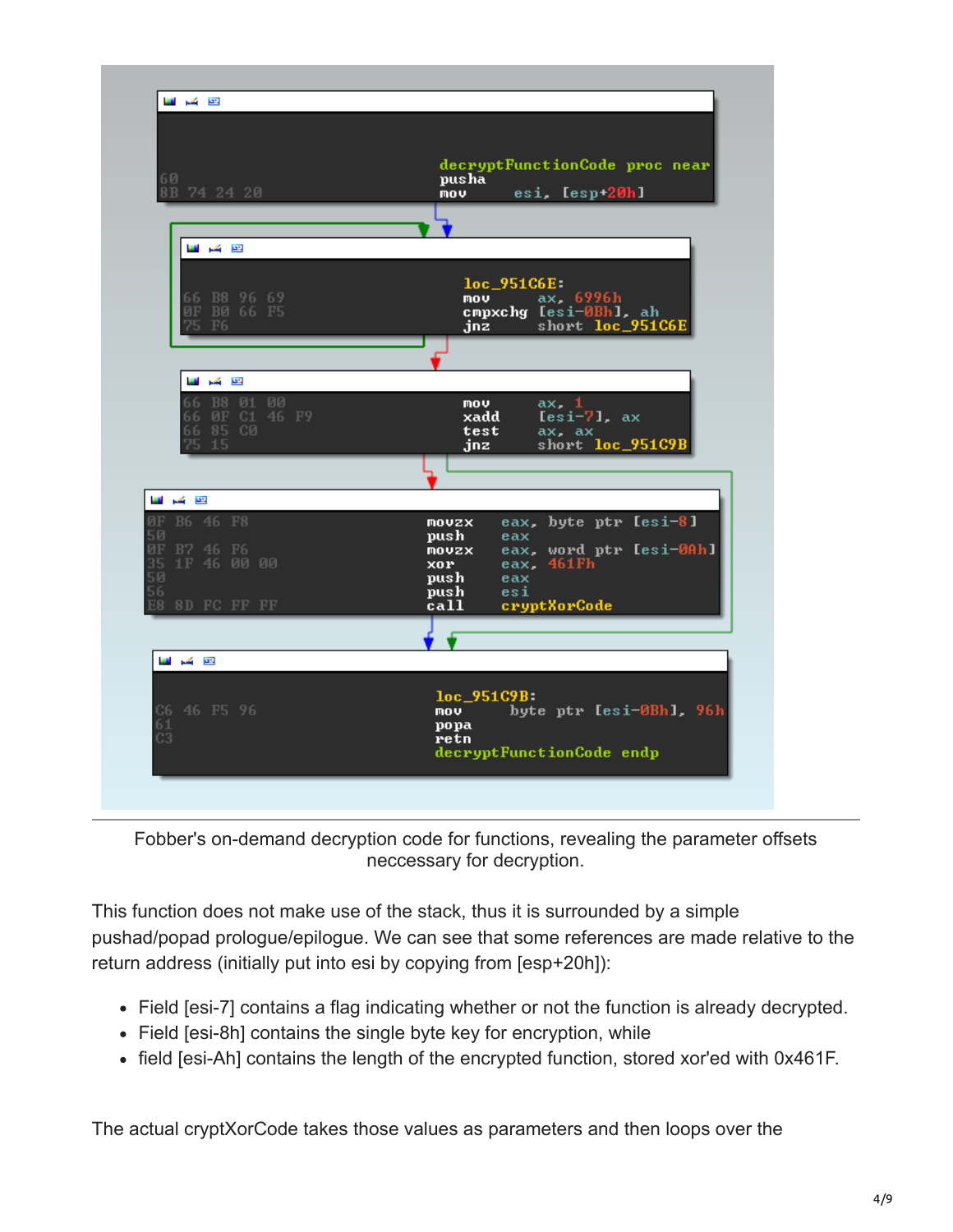```
decryptFunctionCode proc near
60              pusha
8B 74 24 20     mov     esi, [esp+20h]

loc_951C6E:
66 B8 96 69     mov     ax, 6996h
0F B0 66 F5     cmpxchg [esi-0Bh], ah
75 F6           jnz     short loc_951C6E

66 B8 01 00     mov     ax, 1
66 0F C1 46 F9  xadd    [esi-7], ax
66 85 C0        test    ax, ax
75 15           jnz     short loc_951C9B

0F B6 46 F8     movzx   eax, byte ptr [esi-8]
50              push    eax
0F B7 46 F6     movzx   eax, word ptr [esi-0Ah]
35 1F 46 00 00  xor     eax, 461Fh
50              push    eax
56              push    esi
E8 8D FC FF FF  call    cryptXorCode

loc_951C9B:
C6 46 F5 96     mov     byte ptr [esi-0Bh], 96h
61              popa
C3              retn
decryptFunctionCode endp
```

Fobber's on-demand decryption code for functions, revealing the parameter offsets neccessary for decryption.

This function does not make use of the stack, thus it is surrounded by a simple pushad/popad prologue/epilogue. We can see that some references are made relative to the return address (initially put into esi by copying from [esp+20h]):

- Field [esi-7] contains a flag indicating whether or not the function is already decrypted.
- Field [esi-8h] contains the single byte key for encryption, while
- field [esi-Ah] contains the length of the encrypted function, stored xor'ed with 0x461F.

The actual cryptXorCode takes those values as parameters and then loops over the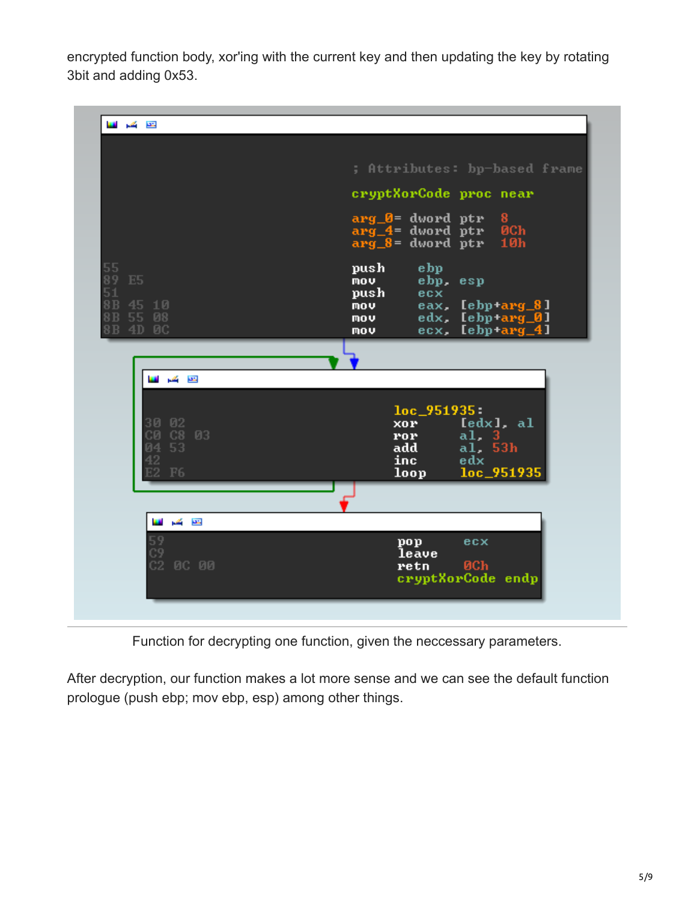encrypted function body, xor'ing with the current key and then updating the key by rotating 3bit and adding 0x53.

```
; Attributes: bp-based frame

cryptXorCode proc near

arg_0= dword ptr  8
arg_4= dword ptr  0Ch
arg_8= dword ptr  10h

55          push    ebp
89 E5       mov     ebp, esp
51          push    ecx
8B 45 10    mov     eax, [ebp+arg_8]
8B 55 08    mov     edx, [ebp+arg_0]
8B 4D 0C    mov     ecx, [ebp+arg_4]

            loc_951935:
30 02       xor     [edx], al
C0 C8 03    ror     al, 3
04 53       add     al, 53h
42          inc     edx
E2 F6       loop    loc_951935

59          pop     ecx
C9          leave
C2 0C 00    retn    0Ch
            cryptXorCode endp
```

Function for decrypting one function, given the neccessary parameters.

After decryption, our function makes a lot more sense and we can see the default function prologue (push ebp; mov ebp, esp) among other things.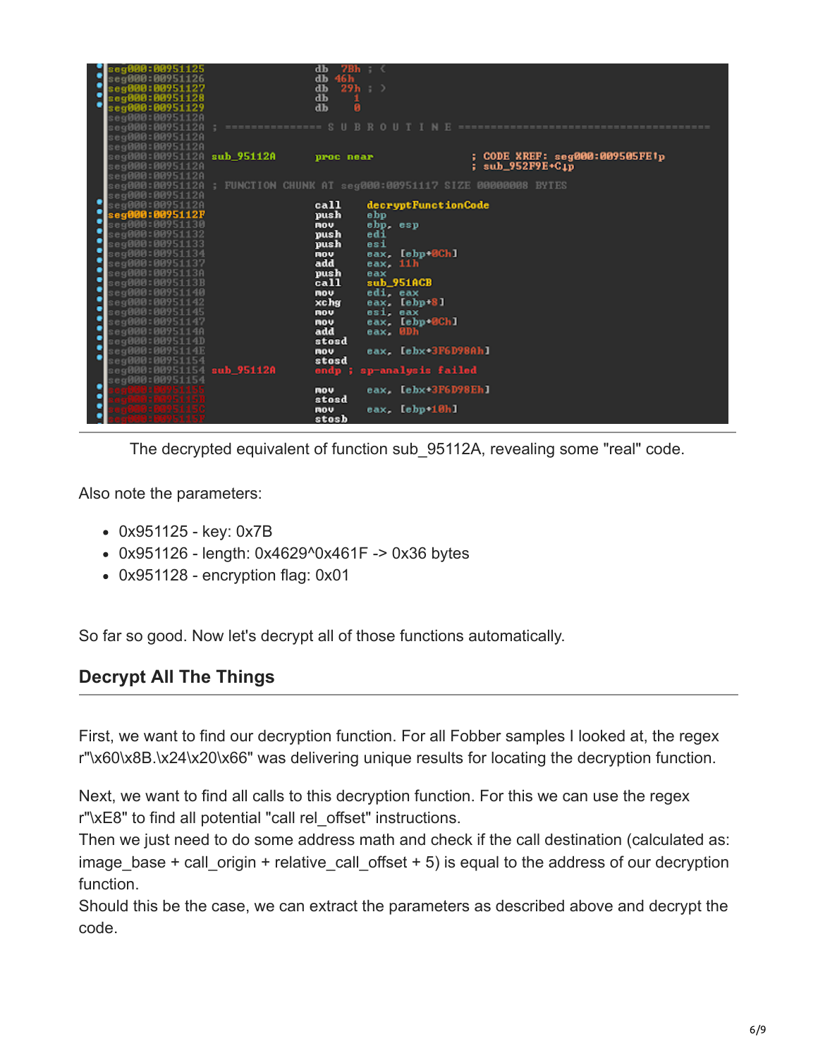```
seg000:00951125                 db  7Bh ; {
seg000:00951126                 db  46h
seg000:00951127                 db  29h ; )
seg000:00951128                 db    1
seg000:00951129                 db    0
seg000:0095112A
seg000:0095112A ; =============== S U B R O U T I N E =======================================
seg000:0095112A
seg000:0095112A
seg000:0095112A sub_95112A      proc near               ; CODE XREF: seg000:009505FE↑p
seg000:0095112A                                         ; sub_952F9E+C↓p
seg000:0095112A
seg000:0095112A ; FUNCTION CHUNK AT seg000:00951117 SIZE 00000008 BYTES
seg000:0095112A
seg000:0095112A                 call    decryptFunctionCode
seg000:0095112F                 push    ebp
seg000:00951130                 mov     ebp, esp
seg000:00951132                 push    edi
seg000:00951133                 push    esi
seg000:00951134                 mov     eax, [ebp+0Ch]
seg000:00951137                 add     eax, 11h
seg000:0095113A                 push    eax
seg000:0095113B                 call    sub_951ACB
seg000:00951140                 mov     edi, eax
seg000:00951142                 xchg    eax, [ebp+8]
seg000:00951145                 mov     esi, eax
seg000:00951147                 mov     eax, [ebp+0Ch]
seg000:0095114A                 add     eax, 0Dh
seg000:0095114D                 stosd
seg000:0095114E                 mov     eax, [ebx+3F6D98Ah]
seg000:00951154                 stosd
seg000:00951154 sub_95112A      endp ; sp-analysis failed
seg000:00951154
seg000:00951155                 mov     eax, [ebx+3F6D98Eh]
seg000:0095115B                 stosd
seg000:0095115C                 mov     eax, [ebp+10h]
seg000:0095115F                 stosb
```

The decrypted equivalent of function sub_95112A, revealing some "real" code.

Also note the parameters:

- 0x951125 - key: 0x7B
- 0x951126 - length: 0x4629^0x461F -> 0x36 bytes
- 0x951128 - encryption flag: 0x01

So far so good. Now let's decrypt all of those functions automatically.

## Decrypt All The Things

First, we want to find our decryption function. For all Fobber samples I looked at, the regex r"\x60\x8B.\x24\x20\x66" was delivering unique results for locating the decryption function.

Next, we want to find all calls to this decryption function. For this we can use the regex r"\xE8" to find all potential "call rel_offset" instructions.
Then we just need to do some address math and check if the call destination (calculated as: image_base + call_origin + relative_call_offset + 5) is equal to the address of our decryption function.
Should this be the case, we can extract the parameters as described above and decrypt the code.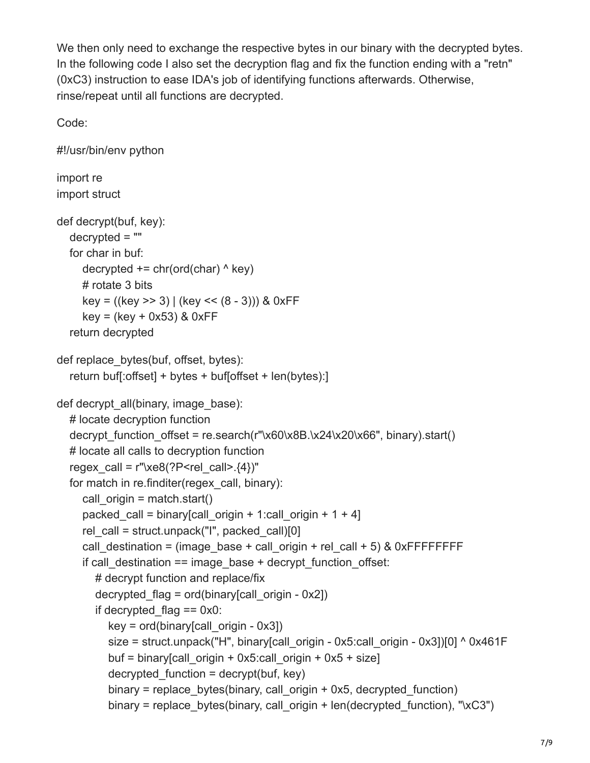We then only need to exchange the respective bytes in our binary with the decrypted bytes. In the following code I also set the decryption flag and fix the function ending with a "retn" (0xC3) instruction to ease IDA's job of identifying functions afterwards. Otherwise, rinse/repeat until all functions are decrypted.

Code:

```
#!/usr/bin/env python

import re
import struct

def decrypt(buf, key):
    decrypted = ""
    for char in buf:
        decrypted += chr(ord(char) ^ key)
        # rotate 3 bits
        key = ((key >> 3) | (key << (8 - 3))) & 0xFF
        key = (key + 0x53) & 0xFF
    return decrypted

def replace_bytes(buf, offset, bytes):
    return buf[:offset] + bytes + buf[offset + len(bytes):]

def decrypt_all(binary, image_base):
    # locate decryption function
    decrypt_function_offset = re.search(r"\x60\x8B.\x24\x20\x66", binary).start()
    # locate all calls to decryption function
    regex_call = r"\xe8(?P<rel_call>.{4})"
    for match in re.finditer(regex_call, binary):
        call_origin = match.start()
        packed_call = binary[call_origin + 1:call_origin + 1 + 4]
        rel_call = struct.unpack("I", packed_call)[0]
        call_destination = (image_base + call_origin + rel_call + 5) & 0xFFFFFFFF
        if call_destination == image_base + decrypt_function_offset:
            # decrypt function and replace/fix
            decrypted_flag = ord(binary[call_origin - 0x2])
            if decrypted_flag == 0x0:
                key = ord(binary[call_origin - 0x3])
                size = struct.unpack("H", binary[call_origin - 0x5:call_origin - 0x3])[0] ^ 0x461F
                buf = binary[call_origin + 0x5:call_origin + 0x5 + size]
                decrypted_function = decrypt(buf, key)
                binary = replace_bytes(binary, call_origin + 0x5, decrypted_function)
                binary = replace_bytes(binary, call_origin + len(decrypted_function), "\xC3")
```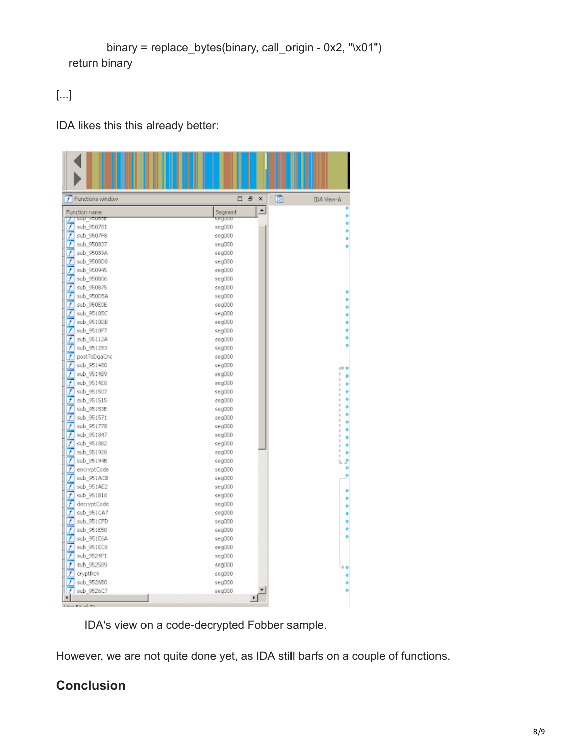```
            binary = replace_bytes(binary, call_origin - 0x2, "\x01")
    return binary
```

[...]

IDA likes this this already better:

IDA's view on a code-decrypted Fobber sample.

However, we are not quite done yet, as IDA still barfs on a couple of functions.

## Conclusion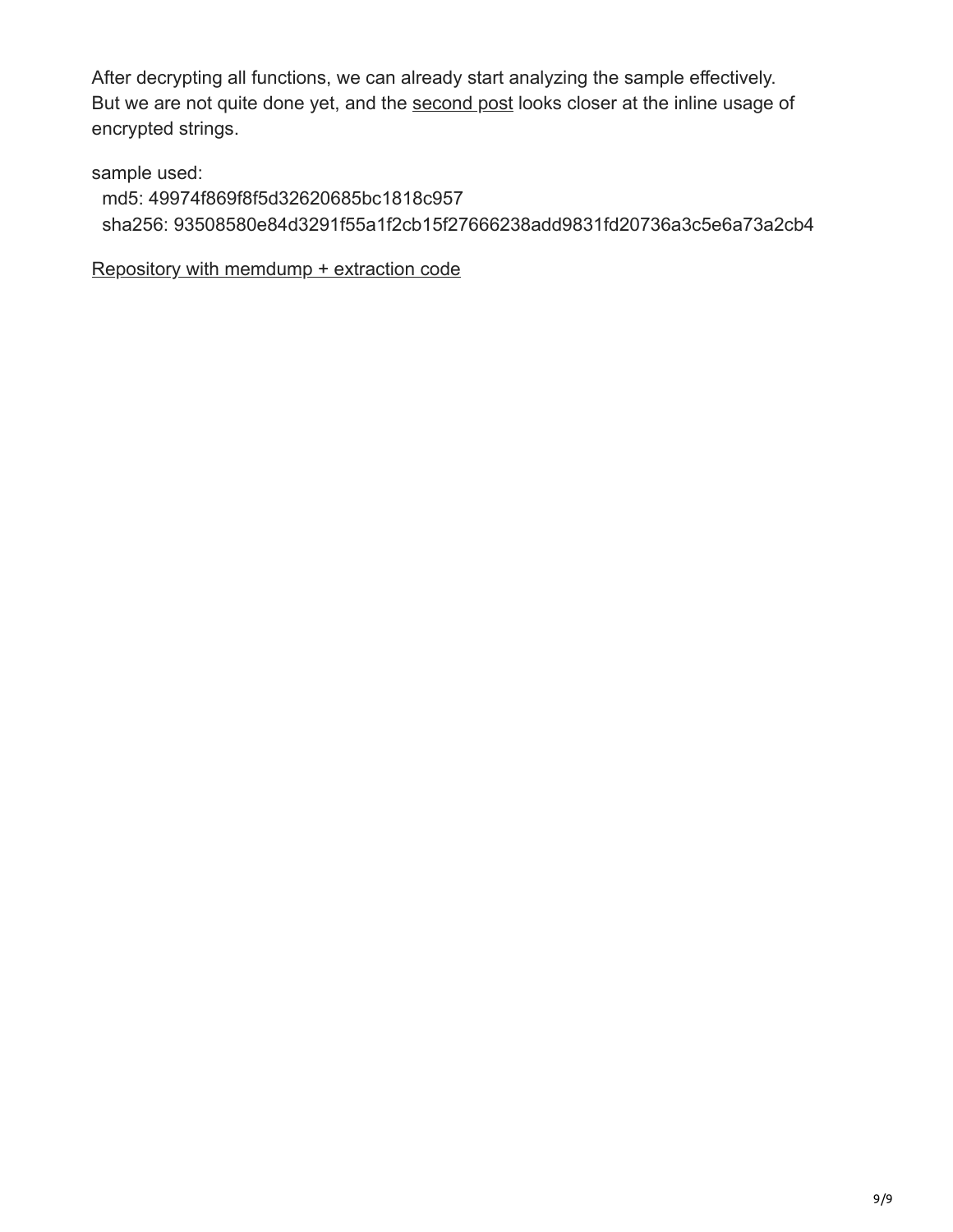After decrypting all functions, we can already start analyzing the sample effectively. But we are not quite done yet, and the second post looks closer at the inline usage of encrypted strings.

sample used:

md5: 49974f869f8f5d32620685bc1818c957

sha256: 93508580e84d3291f55a1f2cb15f27666238add9831fd20736a3c5e6a73a2cb4

Repository with memdump + extraction code